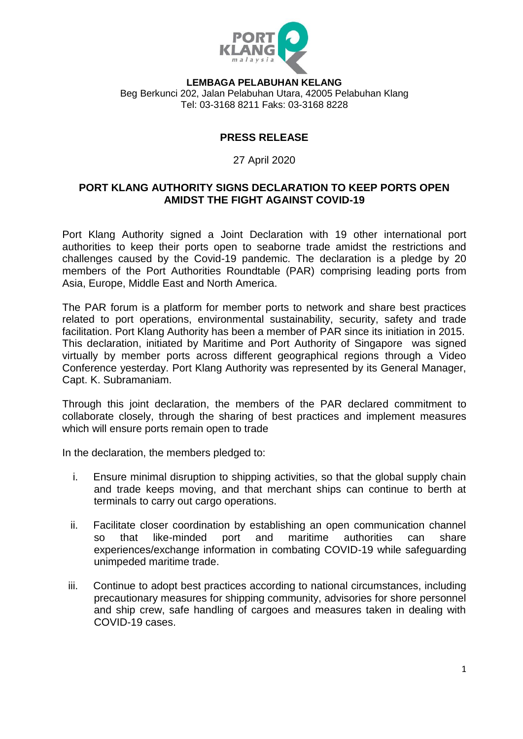**LEMBAGA PELABUHAN KELANG**
Beg Berkunci 202, Jalan Pelabuhan Utara, 42005 Pelabuhan Klang
Tel: 03-3168 8211 Faks: 03-3168 8228

## PRESS RELEASE

27 April 2020

### PORT KLANG AUTHORITY SIGNS DECLARATION TO KEEP PORTS OPEN AMIDST THE FIGHT AGAINST COVID-19

Port Klang Authority signed a Joint Declaration with 19 other international port authorities to keep their ports open to seaborne trade amidst the restrictions and challenges caused by the Covid-19 pandemic. The declaration is a pledge by 20 members of the Port Authorities Roundtable (PAR) comprising leading ports from Asia, Europe, Middle East and North America.

The PAR forum is a platform for member ports to network and share best practices related to port operations, environmental sustainability, security, safety and trade facilitation. Port Klang Authority has been a member of PAR since its initiation in 2015. This declaration, initiated by Maritime and Port Authority of Singapore was signed virtually by member ports across different geographical regions through a Video Conference yesterday. Port Klang Authority was represented by its General Manager, Capt. K. Subramaniam.

Through this joint declaration, the members of the PAR declared commitment to collaborate closely, through the sharing of best practices and implement measures which will ensure ports remain open to trade

In the declaration, the members pledged to:

i. Ensure minimal disruption to shipping activities, so that the global supply chain and trade keeps moving, and that merchant ships can continue to berth at terminals to carry out cargo operations.

ii. Facilitate closer coordination by establishing an open communication channel so that like-minded port and maritime authorities can share experiences/exchange information in combating COVID-19 while safeguarding unimpeded maritime trade.

iii. Continue to adopt best practices according to national circumstances, including precautionary measures for shipping community, advisories for shore personnel and ship crew, safe handling of cargoes and measures taken in dealing with COVID-19 cases.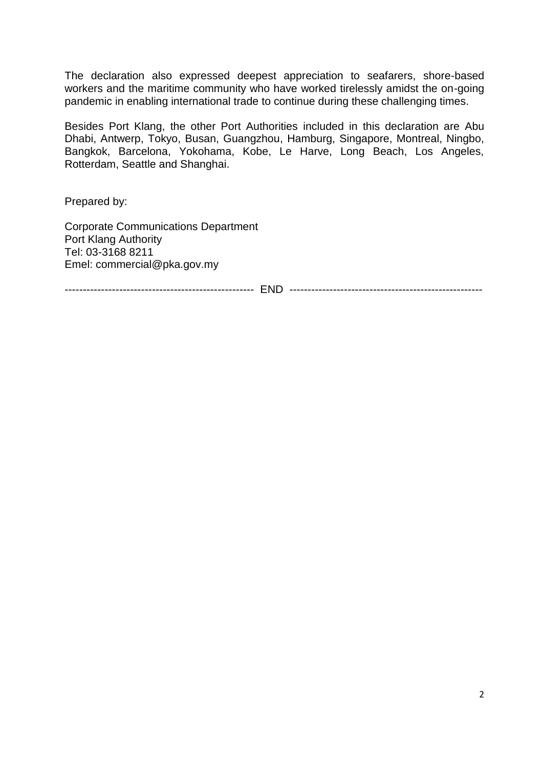The declaration also expressed deepest appreciation to seafarers, shore-based workers and the maritime community who have worked tirelessly amidst the on-going pandemic in enabling international trade to continue during these challenging times.

Besides Port Klang, the other Port Authorities included in this declaration are Abu Dhabi, Antwerp, Tokyo, Busan, Guangzhou, Hamburg, Singapore, Montreal, Ningbo, Bangkok, Barcelona, Yokohama, Kobe, Le Harve, Long Beach, Los Angeles, Rotterdam, Seattle and Shanghai.

Prepared by:

Corporate Communications Department
Port Klang Authority
Tel: 03-3168 8211
Emel: commercial@pka.gov.my

---------------------------------------------------- END -----------------------------------------------------